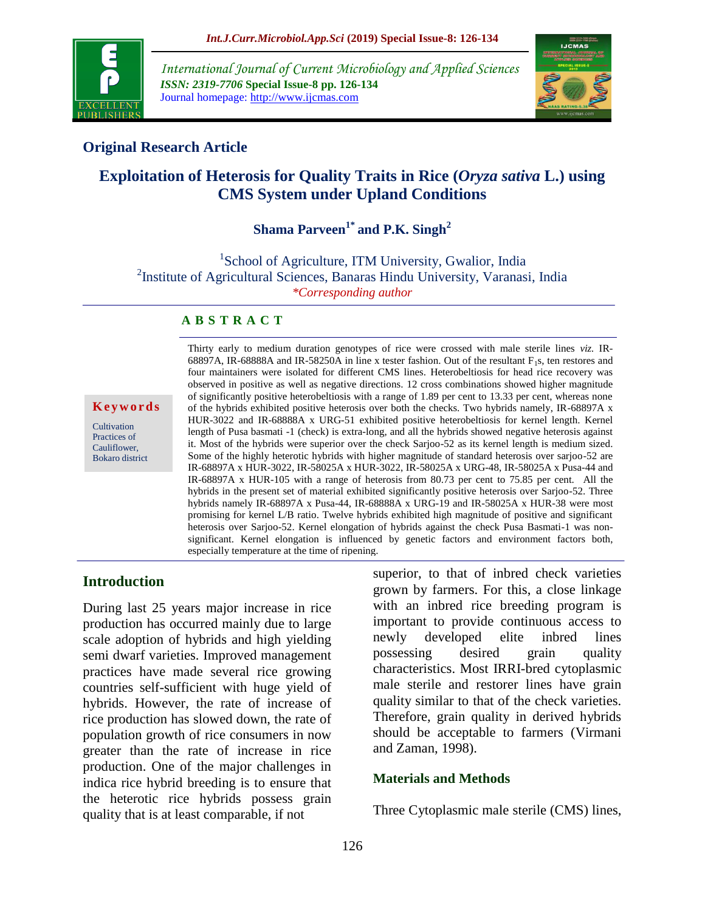## Original Research Article

# Exploitation of Heterosis for Quality Traits in Rice (*Oryza sativa* L.) using CMS System under Upland Conditions

**Shama Parveen[1*] and P.K. Singh[2]**

[1]School of Agriculture, ITM University, Gwalior, India
[2]Institute of Agricultural Sciences, Banaras Hindu University, Varanasi, India
*\*Corresponding author*

### ABSTRACT

**Keywords**

Cultivation Practices of Cauliflower, Bokaro district

Thirty early to medium duration genotypes of rice were crossed with male sterile lines *viz.* IR-68897A, IR-68888A and IR-58250A in line x tester fashion. Out of the resultant $F_1$s, ten restores and four maintainers were isolated for different CMS lines. Heterobeltiosis for head rice recovery was observed in positive as well as negative directions. 12 cross combinations showed higher magnitude of significantly positive heterobeltiosis with a range of 1.89 per cent to 13.33 per cent, whereas none of the hybrids exhibited positive heterosis over both the checks. Two hybrids namely, IR-68897A x HUR-3022 and IR-68888A x URG-51 exhibited positive heterobeltiosis for kernel length. Kernel length of Pusa basmati -1 (check) is extra-long, and all the hybrids showed negative heterosis against it. Most of the hybrids were superior over the check Sarjoo-52 as its kernel length is medium sized. Some of the highly heterotic hybrids with higher magnitude of standard heterosis over sarjoo-52 are IR-68897A x HUR-3022, IR-58025A x HUR-3022, IR-58025A x URG-48, IR-58025A x Pusa-44 and IR-68897A x HUR-105 with a range of heterosis from 80.73 per cent to 75.85 per cent. All the hybrids in the present set of material exhibited significantly positive heterosis over Sarjoo-52. Three hybrids namely IR-68897A x Pusa-44, IR-68888A x URG-19 and IR-58025A x HUR-38 were most promising for kernel L/B ratio. Twelve hybrids exhibited high magnitude of positive and significant heterosis over Sarjoo-52. Kernel elongation of hybrids against the check Pusa Basmati-1 was non-significant. Kernel elongation is influenced by genetic factors and environment factors both, especially temperature at the time of ripening.

## Introduction

During last 25 years major increase in rice production has occurred mainly due to large scale adoption of hybrids and high yielding semi dwarf varieties. Improved management practices have made several rice growing countries self-sufficient with huge yield of hybrids. However, the rate of increase of rice production has slowed down, the rate of population growth of rice consumers in now greater than the rate of increase in rice production. One of the major challenges in indica rice hybrid breeding is to ensure that the heterotic rice hybrids possess grain quality that is at least comparable, if not superior, to that of inbred check varieties grown by farmers. For this, a close linkage with an inbred rice breeding program is important to provide continuous access to newly developed elite inbred lines possessing desired grain quality characteristics. Most IRRI-bred cytoplasmic male sterile and restorer lines have grain quality similar to that of the check varieties. Therefore, grain quality in derived hybrids should be acceptable to farmers (Virmani and Zaman, 1998).

## Materials and Methods

Three Cytoplasmic male sterile (CMS) lines,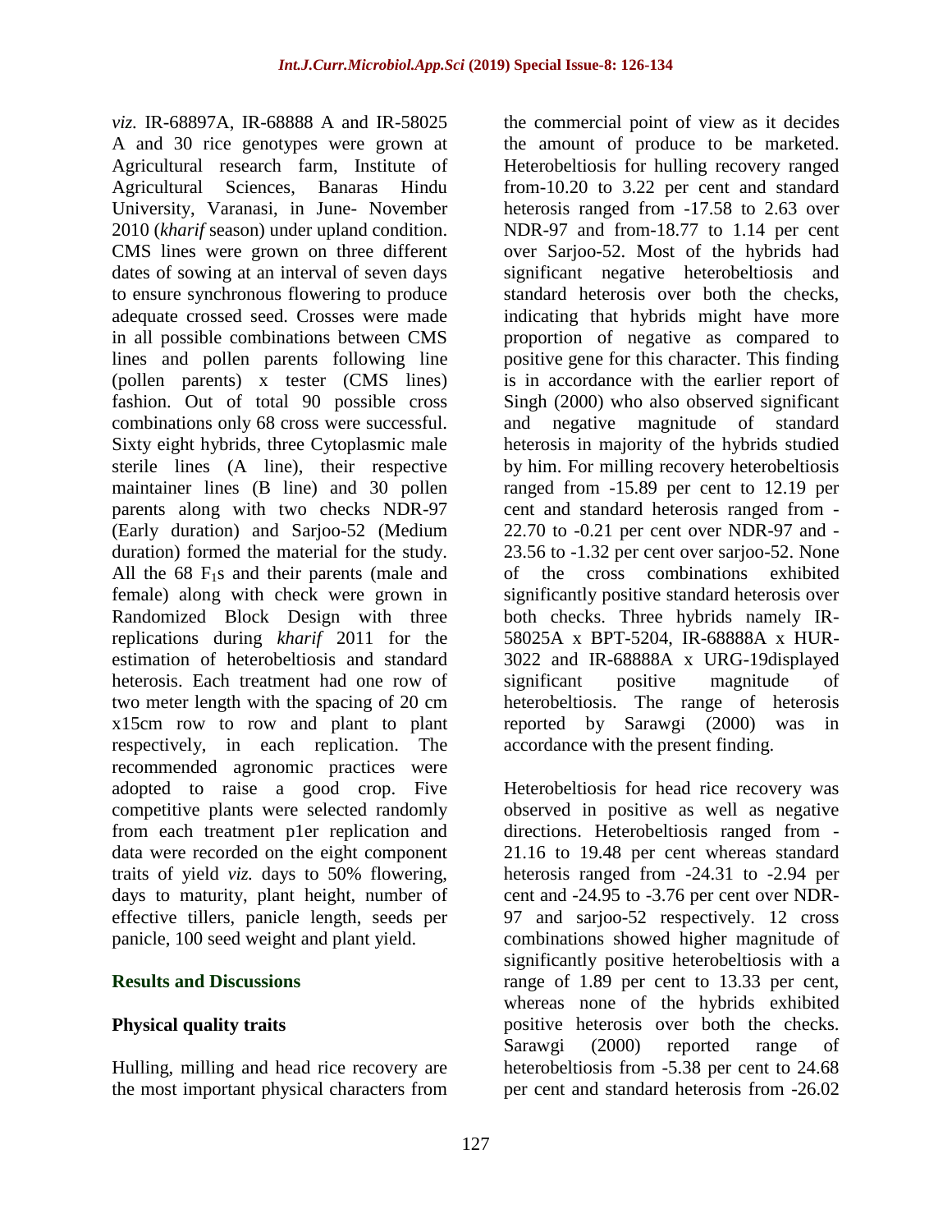*viz.* IR-68897A, IR-68888 A and IR-58025 A and 30 rice genotypes were grown at Agricultural research farm, Institute of Agricultural Sciences, Banaras Hindu University, Varanasi, in June- November 2010 (*kharif* season) under upland condition. CMS lines were grown on three different dates of sowing at an interval of seven days to ensure synchronous flowering to produce adequate crossed seed. Crosses were made in all possible combinations between CMS lines and pollen parents following line (pollen parents) x tester (CMS lines) fashion. Out of total 90 possible cross combinations only 68 cross were successful. Sixty eight hybrids, three Cytoplasmic male sterile lines (A line), their respective maintainer lines (B line) and 30 pollen parents along with two checks NDR-97 (Early duration) and Sarjoo-52 (Medium duration) formed the material for the study. All the 68 $F_1$s and their parents (male and female) along with check were grown in Randomized Block Design with three replications during *kharif* 2011 for the estimation of heterobeltiosis and standard heterosis. Each treatment had one row of two meter length with the spacing of 20 cm x15cm row to row and plant to plant respectively, in each replication. The recommended agronomic practices were adopted to raise a good crop. Five competitive plants were selected randomly from each treatment p1er replication and data were recorded on the eight component traits of yield *viz.* days to 50% flowering, days to maturity, plant height, number of effective tillers, panicle length, seeds per panicle, 100 seed weight and plant yield.

## Results and Discussions

### Physical quality traits

Hulling, milling and head rice recovery are the most important physical characters from the commercial point of view as it decides the amount of produce to be marketed. Heterobeltiosis for hulling recovery ranged from-10.20 to 3.22 per cent and standard heterosis ranged from -17.58 to 2.63 over NDR-97 and from-18.77 to 1.14 per cent over Sarjoo-52. Most of the hybrids had significant negative heterobeltiosis and standard heterosis over both the checks, indicating that hybrids might have more proportion of negative as compared to positive gene for this character. This finding is in accordance with the earlier report of Singh (2000) who also observed significant and negative magnitude of standard heterosis in majority of the hybrids studied by him. For milling recovery heterobeltiosis ranged from -15.89 per cent to 12.19 per cent and standard heterosis ranged from -22.70 to -0.21 per cent over NDR-97 and -23.56 to -1.32 per cent over sarjoo-52. None of the cross combinations exhibited significantly positive standard heterosis over both checks. Three hybrids namely IR-58025A x BPT-5204, IR-68888A x HUR-3022 and IR-68888A x URG-19displayed significant positive magnitude of heterobeltiosis. The range of heterosis reported by Sarawgi (2000) was in accordance with the present finding.

Heterobeltiosis for head rice recovery was observed in positive as well as negative directions. Heterobeltiosis ranged from -21.16 to 19.48 per cent whereas standard heterosis ranged from -24.31 to -2.94 per cent and -24.95 to -3.76 per cent over NDR-97 and sarjoo-52 respectively. 12 cross combinations showed higher magnitude of significantly positive heterobeltiosis with a range of 1.89 per cent to 13.33 per cent, whereas none of the hybrids exhibited positive heterosis over both the checks. Sarawgi (2000) reported range of heterobeltiosis from -5.38 per cent to 24.68 per cent and standard heterosis from -26.02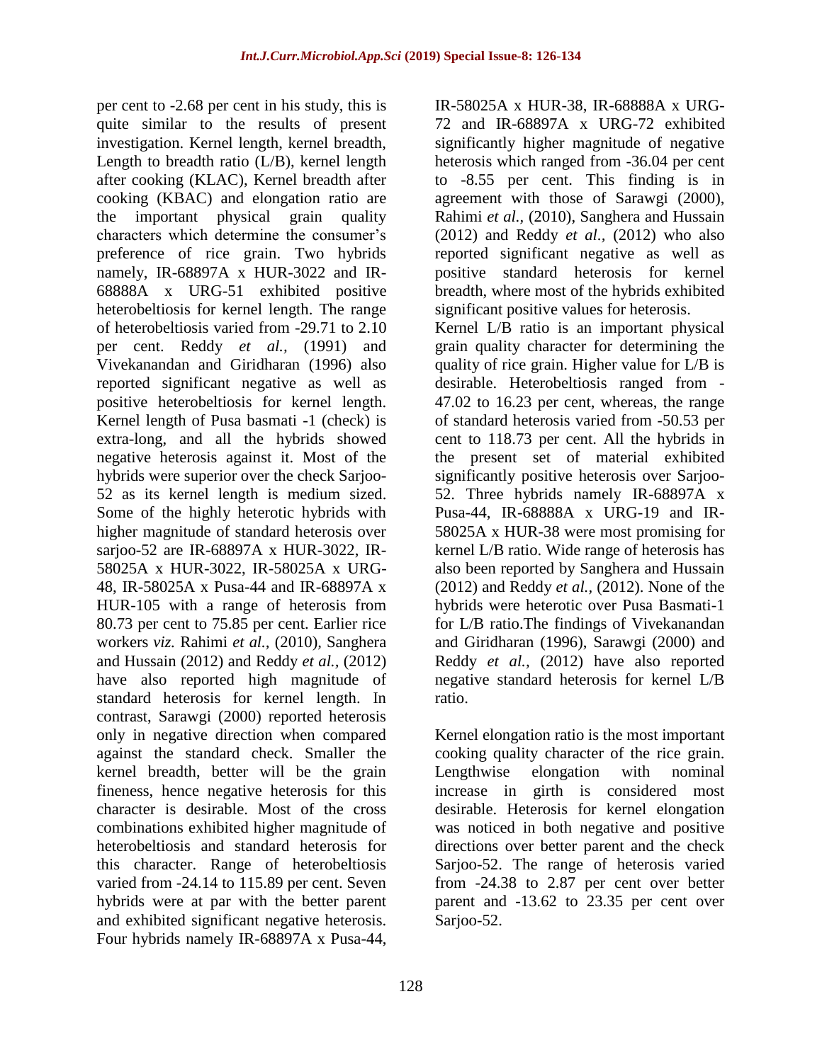per cent to -2.68 per cent in his study, this is quite similar to the results of present investigation. Kernel length, kernel breadth, Length to breadth ratio (L/B), kernel length after cooking (KLAC), Kernel breadth after cooking (KBAC) and elongation ratio are the important physical grain quality characters which determine the consumer's preference of rice grain. Two hybrids namely, IR-68897A x HUR-3022 and IR-68888A x URG-51 exhibited positive heterobeltiosis for kernel length. The range of heterobeltiosis varied from -29.71 to 2.10 per cent. Reddy *et al.,* (1991) and Vivekanandan and Giridharan (1996) also reported significant negative as well as positive heterobeltiosis for kernel length. Kernel length of Pusa basmati -1 (check) is extra-long, and all the hybrids showed negative heterosis against it. Most of the hybrids were superior over the check Sarjoo-52 as its kernel length is medium sized. Some of the highly heterotic hybrids with higher magnitude of standard heterosis over sarjoo-52 are IR-68897A x HUR-3022, IR-58025A x HUR-3022, IR-58025A x URG-48, IR-58025A x Pusa-44 and IR-68897A x HUR-105 with a range of heterosis from 80.73 per cent to 75.85 per cent. Earlier rice workers *viz.* Rahimi *et al.,* (2010), Sanghera and Hussain (2012) and Reddy *et al.,* (2012) have also reported high magnitude of standard heterosis for kernel length. In contrast, Sarawgi (2000) reported heterosis only in negative direction when compared against the standard check. Smaller the kernel breadth, better will be the grain fineness, hence negative heterosis for this character is desirable. Most of the cross combinations exhibited higher magnitude of heterobeltiosis and standard heterosis for this character. Range of heterobeltiosis varied from -24.14 to 115.89 per cent. Seven hybrids were at par with the better parent and exhibited significant negative heterosis. Four hybrids namely IR-68897A x Pusa-44, IR-58025A x HUR-38, IR-68888A x URG-72 and IR-68897A x URG-72 exhibited significantly higher magnitude of negative heterosis which ranged from -36.04 per cent to -8.55 per cent. This finding is in agreement with those of Sarawgi (2000), Rahimi *et al.,* (2010), Sanghera and Hussain (2012) and Reddy *et al.,* (2012) who also reported significant negative as well as positive standard heterosis for kernel breadth, where most of the hybrids exhibited significant positive values for heterosis.

Kernel L/B ratio is an important physical grain quality character for determining the quality of rice grain. Higher value for L/B is desirable. Heterobeltiosis ranged from -47.02 to 16.23 per cent, whereas, the range of standard heterosis varied from -50.53 per cent to 118.73 per cent. All the hybrids in the present set of material exhibited significantly positive heterosis over Sarjoo-52. Three hybrids namely IR-68897A x Pusa-44, IR-68888A x URG-19 and IR-58025A x HUR-38 were most promising for kernel L/B ratio. Wide range of heterosis has also been reported by Sanghera and Hussain (2012) and Reddy *et al.,* (2012). None of the hybrids were heterotic over Pusa Basmati-1 for L/B ratio.The findings of Vivekanandan and Giridharan (1996), Sarawgi (2000) and Reddy *et al.,* (2012) have also reported negative standard heterosis for kernel L/B ratio.

Kernel elongation ratio is the most important cooking quality character of the rice grain. Lengthwise elongation with nominal increase in girth is considered most desirable. Heterosis for kernel elongation was noticed in both negative and positive directions over better parent and the check Sarjoo-52. The range of heterosis varied from -24.38 to 2.87 per cent over better parent and -13.62 to 23.35 per cent over Sarjoo-52.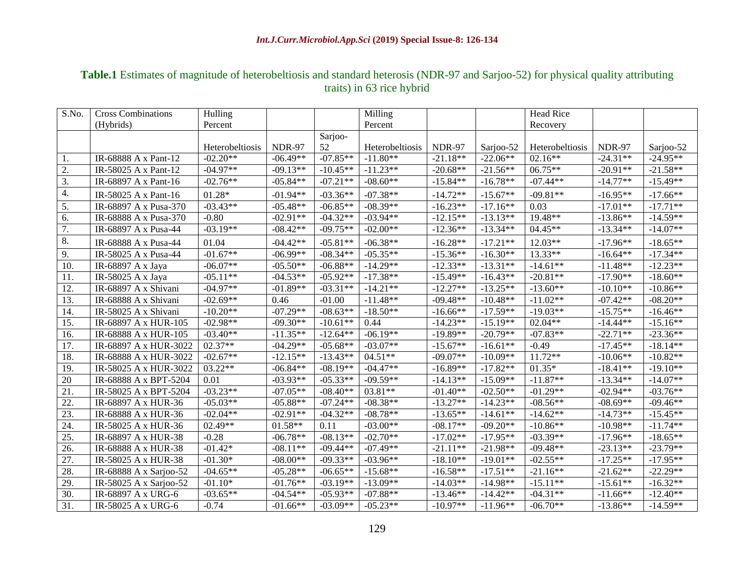**Table.1** Estimates of magnitude of heterobeltiosis and standard heterosis (NDR-97 and Sarjoo-52) for physical quality attributing traits) in 63 rice hybrid

| S.No. | Cross Combinations (Hybrids) | Hulling Percent | | | Milling Percent | | | Head Rice Recovery | | |
|---|---|---|---|---|---|---|---|---|---|---|
| | | Heterobeltiosis | NDR-97 | Sarjoo-52 | Heterobeltiosis | NDR-97 | Sarjoo-52 | Heterobeltiosis | NDR-97 | Sarjoo-52 |
| 1. | IR-68888 A x Pant-12 | -02.20** | -06.49** | -07.85** | -11.80** | -21.18** | -22.06** | 02.16** | -24.31** | -24.95** |
| 2. | IR-58025 A x Pant-12 | -04.97** | -09.13** | -10.45** | -11.23** | -20.68** | -21.56** | 06.75** | -20.91** | -21.58** |
| 3. | IR-68897 A x Pant-16 | -02.76** | -05.84** | -07.21** | -08.60** | -15.84** | -16.78** | -07.44** | -14.77** | -15.49** |
| 4. | IR-58025 A x Pant-16 | 01.28* | -01.94** | -03.36** | -07.38** | -14.72** | -15.67** | -09.81** | -16.95** | -17.66** |
| 5. | IR-68897 A x Pusa-370 | -03.43** | -05.48** | -06.85** | -08.39** | -16.23** | -17.16** | 0.03 | -17.01** | -17.71** |
| 6. | IR-68888 A x Pusa-370 | -0.80 | -02.91** | -04.32** | -03.94** | -12.15** | -13.13** | 19.48** | -13.86** | -14.59** |
| 7. | IR-68897 A x Pusa-44 | -03.19** | -08.42** | -09.75** | -02.00** | -12.36** | -13.34** | 04.45** | -13.34** | -14.07** |
| 8. | IR-68888 A x Pusa-44 | 01.04 | -04.42** | -05.81** | -06.38** | -16.28** | -17.21** | 12.03** | -17.96** | -18.65** |
| 9. | IR-58025 A x Pusa-44 | -01.67** | -06.99** | -08.34** | -05.35** | -15.36** | -16.30** | 13.33** | -16.64** | -17.34** |
| 10. | IR-68897 A x Jaya | -06.07** | -05.50** | -06.88** | -14.29** | -12.33** | -13.31** | -14.61** | -11.48** | -12.23** |
| 11. | IR-58025 A x Jaya | -05.11** | -04.53** | -05.92** | -17.38** | -15.49** | -16.43** | -20.81** | -17.90** | -18.60** |
| 12. | IR-68897 A x Shivani | -04.97** | -01.89** | -03.31** | -14.21** | -12.27** | -13.25** | -13.60** | -10.10** | -10.86** |
| 13. | IR-68888 A x Shivani | -02.69** | 0.46 | -01.00 | -11.48** | -09.48** | -10.48** | -11.02** | -07.42** | -08.20** |
| 14. | IR-58025 A x Shivani | -10.20** | -07.29** | -08.63** | -18.50** | -16.66** | -17.59** | -19.03** | -15.75** | -16.46** |
| 15. | IR-68897 A x HUR-105 | -02.98** | -09.30** | -10.61** | 0.44 | -14.23** | -15.19** | 02.04** | -14.44** | -15.16** |
| 16. | IR-68888 A x HUR-105 | -03.40** | -11.35** | -12.64** | -06.19** | -19.89** | -20.79** | -07.83** | -22.71** | -23.36** |
| 17. | IR-68897 A x HUR-3022 | 02.37** | -04.29** | -05.68** | -03.07** | -15.67** | -16.61** | -0.49 | -17.45** | -18.14** |
| 18. | IR-68888 A x HUR-3022 | -02.67** | -12.15** | -13.43** | 04.51** | -09.07** | -10.09** | 11.72** | -10.06** | -10.82** |
| 19. | IR-58025 A x HUR-3022 | 03.22** | -06.84** | -08.19** | -04.47** | -16.89** | -17.82** | 01.35* | -18.41** | -19.10** |
| 20 | IR-68888 A x BPT-5204 | 0.01 | -03.93** | -05.33** | -09.59** | -14.13** | -15.09** | -11.87** | -13.34** | -14.07** |
| 21. | IR-58025 A x BPT-5204 | -03.23** | -07.05** | -08.40** | 03.81** | -01.40** | -02.50** | -01.29** | -02.94** | -03.76** |
| 22. | IR-68897 A x HUR-36 | -05.03** | -05.88** | -07.24** | -08.38** | -13.27** | -14.23** | -08.56** | -08.69** | -09.46** |
| 23. | IR-68888 A x HUR-36 | -02.04** | -02.91** | -04.32** | -08.78** | -13.65** | -14.61** | -14.62** | -14.73** | -15.45** |
| 24. | IR-58025 A x HUR-36 | 02.49** | 01.58** | 0.11 | -03.00** | -08.17** | -09.20** | -10.86** | -10.98** | -11.74** |
| 25. | IR-68897 A x HUR-38 | -0.28 | -06.78** | -08.13** | -02.70** | -17.02** | -17.95** | -03.39** | -17.96** | -18.65** |
| 26. | IR-68888 A x HUR-38 | -01.42* | -08.11** | -09.44** | -07.49** | -21.11** | -21.98** | -09.48** | -23.13** | -23.79** |
| 27. | IR-58025 A x HUR-38 | -01.30* | -08.00** | -09.33** | -03.96** | -18.10** | -19.01** | -02.55** | -17.25** | -17.95** |
| 28. | IR-68888 A x Sarjoo-52 | -04.65** | -05.28** | -06.65** | -15.68** | -16.58** | -17.51** | -21.16** | -21.62** | -22.29** |
| 29. | IR-58025 A x Sarjoo-52 | -01.10* | -01.76** | -03.19** | -13.09** | -14.03** | -14.98** | -15.11** | -15.61** | -16.32** |
| 30. | IR-68897 A x URG-6 | -03.65** | -04.54** | -05.93** | -07.88** | -13.46** | -14.42** | -04.31** | -11.66** | -12.40** |
| 31. | IR-58025 A x URG-6 | -0.74 | -01.66** | -03.09** | -05.23** | -10.97** | -11.96** | -06.70** | -13.86** | -14.59** |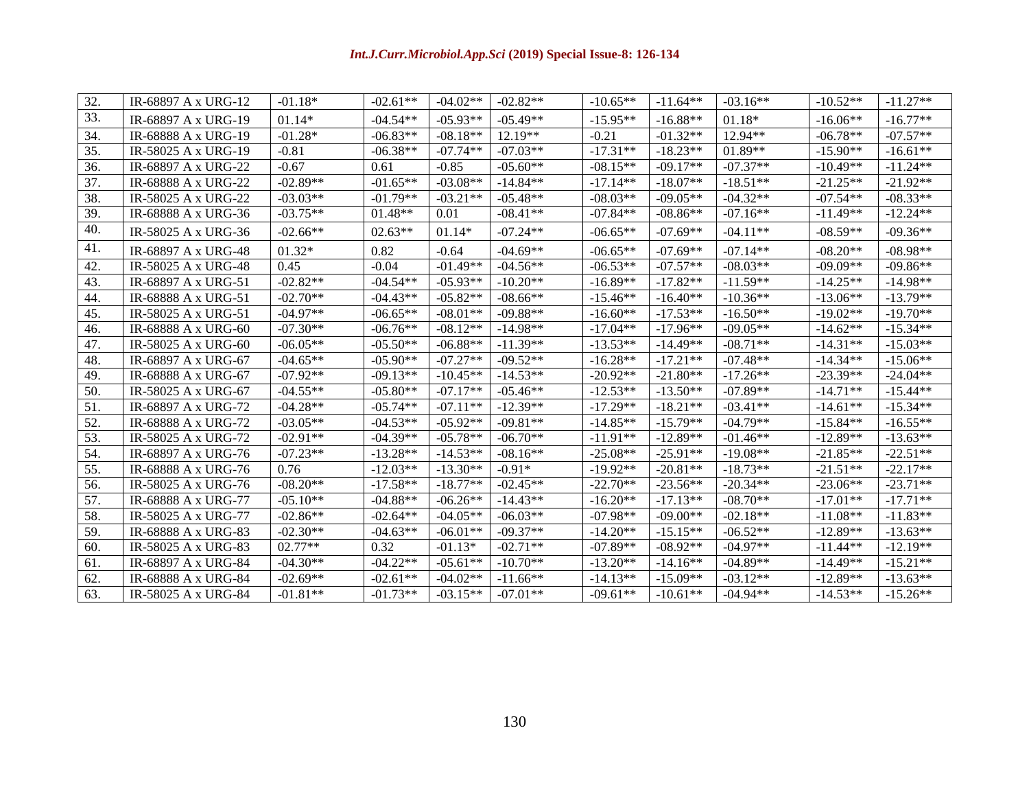| 32. | IR-68897 A x URG-12 | -01.18* | -02.61** | -04.02** | -02.82** | -10.65** | -11.64** | -03.16** | -10.52** | -11.27** |
|---|---|---|---|---|---|---|---|---|---|---|
| 33. | IR-68897 A x URG-19 | 01.14* | -04.54** | -05.93** | -05.49** | -15.95** | -16.88** | 01.18* | -16.06** | -16.77** |
| 34. | IR-68888 A x URG-19 | -01.28* | -06.83** | -08.18** | 12.19** | -0.21 | -01.32** | 12.94** | -06.78** | -07.57** |
| 35. | IR-58025 A x URG-19 | -0.81 | -06.38** | -07.74** | -07.03** | -17.31** | -18.23** | 01.89** | -15.90** | -16.61** |
| 36. | IR-68897 A x URG-22 | -0.67 | 0.61 | -0.85 | -05.60** | -08.15** | -09.17** | -07.37** | -10.49** | -11.24** |
| 37. | IR-68888 A x URG-22 | -02.89** | -01.65** | -03.08** | -14.84** | -17.14** | -18.07** | -18.51** | -21.25** | -21.92** |
| 38. | IR-58025 A x URG-22 | -03.03** | -01.79** | -03.21** | -05.48** | -08.03** | -09.05** | -04.32** | -07.54** | -08.33** |
| 39. | IR-68888 A x URG-36 | -03.75** | 01.48** | 0.01 | -08.41** | -07.84** | -08.86** | -07.16** | -11.49** | -12.24** |
| 40. | IR-58025 A x URG-36 | -02.66** | 02.63** | 01.14* | -07.24** | -06.65** | -07.69** | -04.11** | -08.59** | -09.36** |
| 41. | IR-68897 A x URG-48 | 01.32* | 0.82 | -0.64 | -04.69** | -06.65** | -07.69** | -07.14** | -08.20** | -08.98** |
| 42. | IR-58025 A x URG-48 | 0.45 | -0.04 | -01.49** | -04.56** | -06.53** | -07.57** | -08.03** | -09.09** | -09.86** |
| 43. | IR-68897 A x URG-51 | -02.82** | -04.54** | -05.93** | -10.20** | -16.89** | -17.82** | -11.59** | -14.25** | -14.98** |
| 44. | IR-68888 A x URG-51 | -02.70** | -04.43** | -05.82** | -08.66** | -15.46** | -16.40** | -10.36** | -13.06** | -13.79** |
| 45. | IR-58025 A x URG-51 | -04.97** | -06.65** | -08.01** | -09.88** | -16.60** | -17.53** | -16.50** | -19.02** | -19.70** |
| 46. | IR-68888 A x URG-60 | -07.30** | -06.76** | -08.12** | -14.98** | -17.04** | -17.96** | -09.05** | -14.62** | -15.34** |
| 47. | IR-58025 A x URG-60 | -06.05** | -05.50** | -06.88** | -11.39** | -13.53** | -14.49** | -08.71** | -14.31** | -15.03** |
| 48. | IR-68897 A x URG-67 | -04.65** | -05.90** | -07.27** | -09.52** | -16.28** | -17.21** | -07.48** | -14.34** | -15.06** |
| 49. | IR-68888 A x URG-67 | -07.92** | -09.13** | -10.45** | -14.53** | -20.92** | -21.80** | -17.26** | -23.39** | -24.04** |
| 50. | IR-58025 A x URG-67 | -04.55** | -05.80** | -07.17** | -05.46** | -12.53** | -13.50** | -07.89** | -14.71** | -15.44** |
| 51. | IR-68897 A x URG-72 | -04.28** | -05.74** | -07.11** | -12.39** | -17.29** | -18.21** | -03.41** | -14.61** | -15.34** |
| 52. | IR-68888 A x URG-72 | -03.05** | -04.53** | -05.92** | -09.81** | -14.85** | -15.79** | -04.79** | -15.84** | -16.55** |
| 53. | IR-58025 A x URG-72 | -02.91** | -04.39** | -05.78** | -06.70** | -11.91** | -12.89** | -01.46** | -12.89** | -13.63** |
| 54. | IR-68897 A x URG-76 | -07.23** | -13.28** | -14.53** | -08.16** | -25.08** | -25.91** | -19.08** | -21.85** | -22.51** |
| 55. | IR-68888 A x URG-76 | 0.76 | -12.03** | -13.30** | -0.91* | -19.92** | -20.81** | -18.73** | -21.51** | -22.17** |
| 56. | IR-58025 A x URG-76 | -08.20** | -17.58** | -18.77** | -02.45** | -22.70** | -23.56** | -20.34** | -23.06** | -23.71** |
| 57. | IR-68888 A x URG-77 | -05.10** | -04.88** | -06.26** | -14.43** | -16.20** | -17.13** | -08.70** | -17.01** | -17.71** |
| 58. | IR-58025 A x URG-77 | -02.86** | -02.64** | -04.05** | -06.03** | -07.98** | -09.00** | -02.18** | -11.08** | -11.83** |
| 59. | IR-68888 A x URG-83 | -02.30** | -04.63** | -06.01** | -09.37** | -14.20** | -15.15** | -06.52** | -12.89** | -13.63** |
| 60. | IR-58025 A x URG-83 | 02.77** | 0.32 | -01.13* | -02.71** | -07.89** | -08.92** | -04.97** | -11.44** | -12.19** |
| 61. | IR-68897 A x URG-84 | -04.30** | -04.22** | -05.61** | -10.70** | -13.20** | -14.16** | -04.89** | -14.49** | -15.21** |
| 62. | IR-68888 A x URG-84 | -02.69** | -02.61** | -04.02** | -11.66** | -14.13** | -15.09** | -03.12** | -12.89** | -13.63** |
| 63. | IR-58025 A x URG-84 | -01.81** | -01.73** | -03.15** | -07.01** | -09.61** | -10.61** | -04.94** | -14.53** | -15.26** |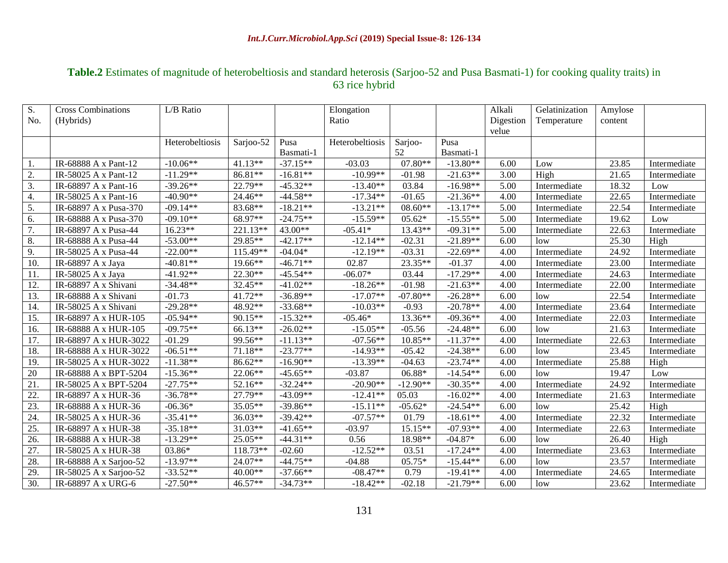**Table.2** Estimates of magnitude of heterobeltiosis and standard heterosis (Sarjoo-52 and Pusa Basmati-1) for cooking quality traits) in 63 rice hybrid

| S. No. | Cross Combinations (Hybrids) | L/B Ratio | | | Elongation Ratio | | | Alkali Digestion velue | Gelatinization Temperature | Amylose content | |
|---|---|---|---|---|---|---|---|---|---|---|---|
| | | Heterobeltiosis | Sarjoo-52 | Pusa Basmati-1 | Heterobeltiosis | Sarjoo-52 | Pusa Basmati-1 | | | | |
| 1. | IR-68888 A x Pant-12 | -10.06** | 41.13** | -37.15** | -03.03 | 07.80** | -13.80** | 6.00 | Low | 23.85 | Intermediate |
| 2. | IR-58025 A x Pant-12 | -11.29** | 86.81** | -16.81** | -10.99** | -01.98 | -21.63** | 3.00 | High | 21.65 | Intermediate |
| 3. | IR-68897 A x Pant-16 | -39.26** | 22.79** | -45.32** | -13.40** | 03.84 | -16.98** | 5.00 | Intermediate | 18.32 | Low |
| 4. | IR-58025 A x Pant-16 | -40.90** | 24.46** | -44.58** | -17.34** | -01.65 | -21.36** | 4.00 | Intermediate | 22.65 | Intermediate |
| 5. | IR-68897 A x Pusa-370 | -09.14** | 83.68** | -18.21** | -13.21** | 08.60** | -13.17** | 5.00 | Intermediate | 22.54 | Intermediate |
| 6. | IR-68888 A x Pusa-370 | -09.10** | 68.97** | -24.75** | -15.59** | 05.62* | -15.55** | 5.00 | Intermediate | 19.62 | Low |
| 7. | IR-68897 A x Pusa-44 | 16.23** | 221.13** | 43.00** | -05.41* | 13.43** | -09.31** | 5.00 | Intermediate | 22.63 | Intermediate |
| 8. | IR-68888 A x Pusa-44 | -53.00** | 29.85** | -42.17** | -12.14** | -02.31 | -21.89** | 6.00 | low | 25.30 | High |
| 9. | IR-58025 A x Pusa-44 | -22.00** | 115.49** | -04.04* | -12.19** | -03.31 | -22.69** | 4.00 | Intermediate | 24.92 | Intermediate |
| 10. | IR-68897 A x Jaya | -40.81** | 19.66** | -46.71** | 02.87 | 23.35** | -01.37 | 4.00 | Intermediate | 23.00 | Intermediate |
| 11. | IR-58025 A x Jaya | -41.92** | 22.30** | -45.54** | -06.07* | 03.44 | -17.29** | 4.00 | Intermediate | 24.63 | Intermediate |
| 12. | IR-68897 A x Shivani | -34.48** | 32.45** | -41.02** | -18.26** | -01.98 | -21.63** | 4.00 | Intermediate | 22.00 | Intermediate |
| 13. | IR-68888 A x Shivani | -01.73 | 41.72** | -36.89** | -17.07** | -07.80** | -26.28** | 6.00 | low | 22.54 | Intermediate |
| 14. | IR-58025 A x Shivani | -29.28** | 48.92** | -33.68** | -10.03** | -0.93 | -20.78** | 4.00 | Intermediate | 23.64 | Intermediate |
| 15. | IR-68897 A x HUR-105 | -05.94** | 90.15** | -15.32** | -05.46* | 13.36** | -09.36** | 4.00 | Intermediate | 22.03 | Intermediate |
| 16. | IR-68888 A x HUR-105 | -09.75** | 66.13** | -26.02** | -15.05** | -05.56 | -24.48** | 6.00 | low | 21.63 | Intermediate |
| 17. | IR-68897 A x HUR-3022 | -01.29 | 99.56** | -11.13** | -07.56** | 10.85** | -11.37** | 4.00 | Intermediate | 22.63 | Intermediate |
| 18. | IR-68888 A x HUR-3022 | -06.51** | 71.18** | -23.77** | -14.93** | -05.42 | -24.38** | 6.00 | low | 23.45 | Intermediate |
| 19. | IR-58025 A x HUR-3022 | -11.38** | 86.62** | -16.90** | -13.39** | -04.63 | -23.74** | 4.00 | Intermediate | 25.88 | High |
| 20 | IR-68888 A x BPT-5204 | -15.36** | 22.06** | -45.65** | -03.87 | 06.88* | -14.54** | 6.00 | low | 19.47 | Low |
| 21. | IR-58025 A x BPT-5204 | -27.75** | 52.16** | -32.24** | -20.90** | -12.90** | -30.35** | 4.00 | Intermediate | 24.92 | Intermediate |
| 22. | IR-68897 A x HUR-36 | -36.78** | 27.79** | -43.09** | -12.41** | 05.03 | -16.02** | 4.00 | Intermediate | 21.63 | Intermediate |
| 23. | IR-68888 A x HUR-36 | -06.36* | 35.05** | -39.86** | -15.11** | -05.62* | -24.54** | 6.00 | low | 25.42 | High |
| 24. | IR-58025 A x HUR-36 | -35.41** | 36.03** | -39.42** | -07.57** | 01.79 | -18.61** | 4.00 | Intermediate | 22.32 | Intermediate |
| 25. | IR-68897 A x HUR-38 | -35.18** | 31.03** | -41.65** | -03.97 | 15.15** | -07.93** | 4.00 | Intermediate | 22.63 | Intermediate |
| 26. | IR-68888 A x HUR-38 | -13.29** | 25.05** | -44.31** | 0.56 | 18.98** | -04.87* | 6.00 | low | 26.40 | High |
| 27. | IR-58025 A x HUR-38 | 03.86* | 118.73** | -02.60 | -12.52** | 03.51 | -17.24** | 4.00 | Intermediate | 23.63 | Intermediate |
| 28. | IR-68888 A x Sarjoo-52 | -13.97** | 24.07** | -44.75** | -04.88 | 05.75* | -15.44** | 6.00 | low | 23.57 | Intermediate |
| 29. | IR-58025 A x Sarjoo-52 | -33.52** | 40.00** | -37.66** | -08.47** | 0.79 | -19.41** | 4.00 | Intermediate | 24.65 | Intermediate |
| 30. | IR-68897 A x URG-6 | -27.50** | 46.57** | -34.73** | -18.42** | -02.18 | -21.79** | 6.00 | low | 23.62 | Intermediate |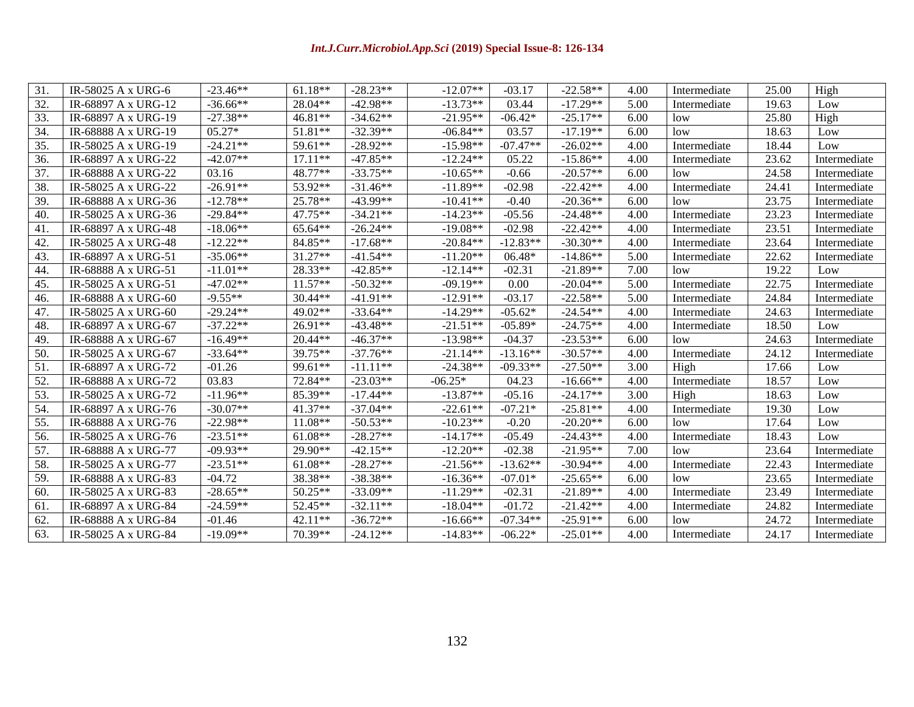| | | | | | | | | | | | |
|---|---|---|---|---|---|---|---|---|---|---|---|
| 31. | IR-58025 A x URG-6 | -23.46** | 61.18** | -28.23** | -12.07** | -03.17 | -22.58** | 4.00 | Intermediate | 25.00 | High |
| 32. | IR-68897 A x URG-12 | -36.66** | 28.04** | -42.98** | -13.73** | 03.44 | -17.29** | 5.00 | Intermediate | 19.63 | Low |
| 33. | IR-68897 A x URG-19 | -27.38** | 46.81** | -34.62** | -21.95** | -06.42* | -25.17** | 6.00 | low | 25.80 | High |
| 34. | IR-68888 A x URG-19 | 05.27* | 51.81** | -32.39** | -06.84** | 03.57 | -17.19** | 6.00 | low | 18.63 | Low |
| 35. | IR-58025 A x URG-19 | -24.21** | 59.61** | -28.92** | -15.98** | -07.47** | -26.02** | 4.00 | Intermediate | 18.44 | Low |
| 36. | IR-68897 A x URG-22 | -42.07** | 17.11** | -47.85** | -12.24** | 05.22 | -15.86** | 4.00 | Intermediate | 23.62 | Intermediate |
| 37. | IR-68888 A x URG-22 | 03.16 | 48.77** | -33.75** | -10.65** | -0.66 | -20.57** | 6.00 | low | 24.58 | Intermediate |
| 38. | IR-58025 A x URG-22 | -26.91** | 53.92** | -31.46** | -11.89** | -02.98 | -22.42** | 4.00 | Intermediate | 24.41 | Intermediate |
| 39. | IR-68888 A x URG-36 | -12.78** | 25.78** | -43.99** | -10.41** | -0.40 | -20.36** | 6.00 | low | 23.75 | Intermediate |
| 40. | IR-58025 A x URG-36 | -29.84** | 47.75** | -34.21** | -14.23** | -05.56 | -24.48** | 4.00 | Intermediate | 23.23 | Intermediate |
| 41. | IR-68897 A x URG-48 | -18.06** | 65.64** | -26.24** | -19.08** | -02.98 | -22.42** | 4.00 | Intermediate | 23.51 | Intermediate |
| 42. | IR-58025 A x URG-48 | -12.22** | 84.85** | -17.68** | -20.84** | -12.83** | -30.30** | 4.00 | Intermediate | 23.64 | Intermediate |
| 43. | IR-68897 A x URG-51 | -35.06** | 31.27** | -41.54** | -11.20** | 06.48* | -14.86** | 5.00 | Intermediate | 22.62 | Intermediate |
| 44. | IR-68888 A x URG-51 | -11.01** | 28.33** | -42.85** | -12.14** | -02.31 | -21.89** | 7.00 | low | 19.22 | Low |
| 45. | IR-58025 A x URG-51 | -47.02** | 11.57** | -50.32** | -09.19** | 0.00 | -20.04** | 5.00 | Intermediate | 22.75 | Intermediate |
| 46. | IR-68888 A x URG-60 | -9.55** | 30.44** | -41.91** | -12.91** | -03.17 | -22.58** | 5.00 | Intermediate | 24.84 | Intermediate |
| 47. | IR-58025 A x URG-60 | -29.24** | 49.02** | -33.64** | -14.29** | -05.62* | -24.54** | 4.00 | Intermediate | 24.63 | Intermediate |
| 48. | IR-68897 A x URG-67 | -37.22** | 26.91** | -43.48** | -21.51** | -05.89* | -24.75** | 4.00 | Intermediate | 18.50 | Low |
| 49. | IR-68888 A x URG-67 | -16.49** | 20.44** | -46.37** | -13.98** | -04.37 | -23.53** | 6.00 | low | 24.63 | Intermediate |
| 50. | IR-58025 A x URG-67 | -33.64** | 39.75** | -37.76** | -21.14** | -13.16** | -30.57** | 4.00 | Intermediate | 24.12 | Intermediate |
| 51. | IR-68897 A x URG-72 | -01.26 | 99.61** | -11.11** | -24.38** | -09.33** | -27.50** | 3.00 | High | 17.66 | Low |
| 52. | IR-68888 A x URG-72 | 03.83 | 72.84** | -23.03** | -06.25* | 04.23 | -16.66** | 4.00 | Intermediate | 18.57 | Low |
| 53. | IR-58025 A x URG-72 | -11.96** | 85.39** | -17.44** | -13.87** | -05.16 | -24.17** | 3.00 | High | 18.63 | Low |
| 54. | IR-68897 A x URG-76 | -30.07** | 41.37** | -37.04** | -22.61** | -07.21* | -25.81** | 4.00 | Intermediate | 19.30 | Low |
| 55. | IR-68888 A x URG-76 | -22.98** | 11.08** | -50.53** | -10.23** | -0.20 | -20.20** | 6.00 | low | 17.64 | Low |
| 56. | IR-58025 A x URG-76 | -23.51** | 61.08** | -28.27** | -14.17** | -05.49 | -24.43** | 4.00 | Intermediate | 18.43 | Low |
| 57. | IR-68888 A x URG-77 | -09.93** | 29.90** | -42.15** | -12.20** | -02.38 | -21.95** | 7.00 | low | 23.64 | Intermediate |
| 58. | IR-58025 A x URG-77 | -23.51** | 61.08** | -28.27** | -21.56** | -13.62** | -30.94** | 4.00 | Intermediate | 22.43 | Intermediate |
| 59. | IR-68888 A x URG-83 | -04.72 | 38.38** | -38.38** | -16.36** | -07.01* | -25.65** | 6.00 | low | 23.65 | Intermediate |
| 60. | IR-58025 A x URG-83 | -28.65** | 50.25** | -33.09** | -11.29** | -02.31 | -21.89** | 4.00 | Intermediate | 23.49 | Intermediate |
| 61. | IR-68897 A x URG-84 | -24.59** | 52.45** | -32.11** | -18.04** | -01.72 | -21.42** | 4.00 | Intermediate | 24.82 | Intermediate |
| 62. | IR-68888 A x URG-84 | -01.46 | 42.11** | -36.72** | -16.66** | -07.34** | -25.91** | 6.00 | low | 24.72 | Intermediate |
| 63. | IR-58025 A x URG-84 | -19.09** | 70.39** | -24.12** | -14.83** | -06.22* | -25.01** | 4.00 | Intermediate | 24.17 | Intermediate |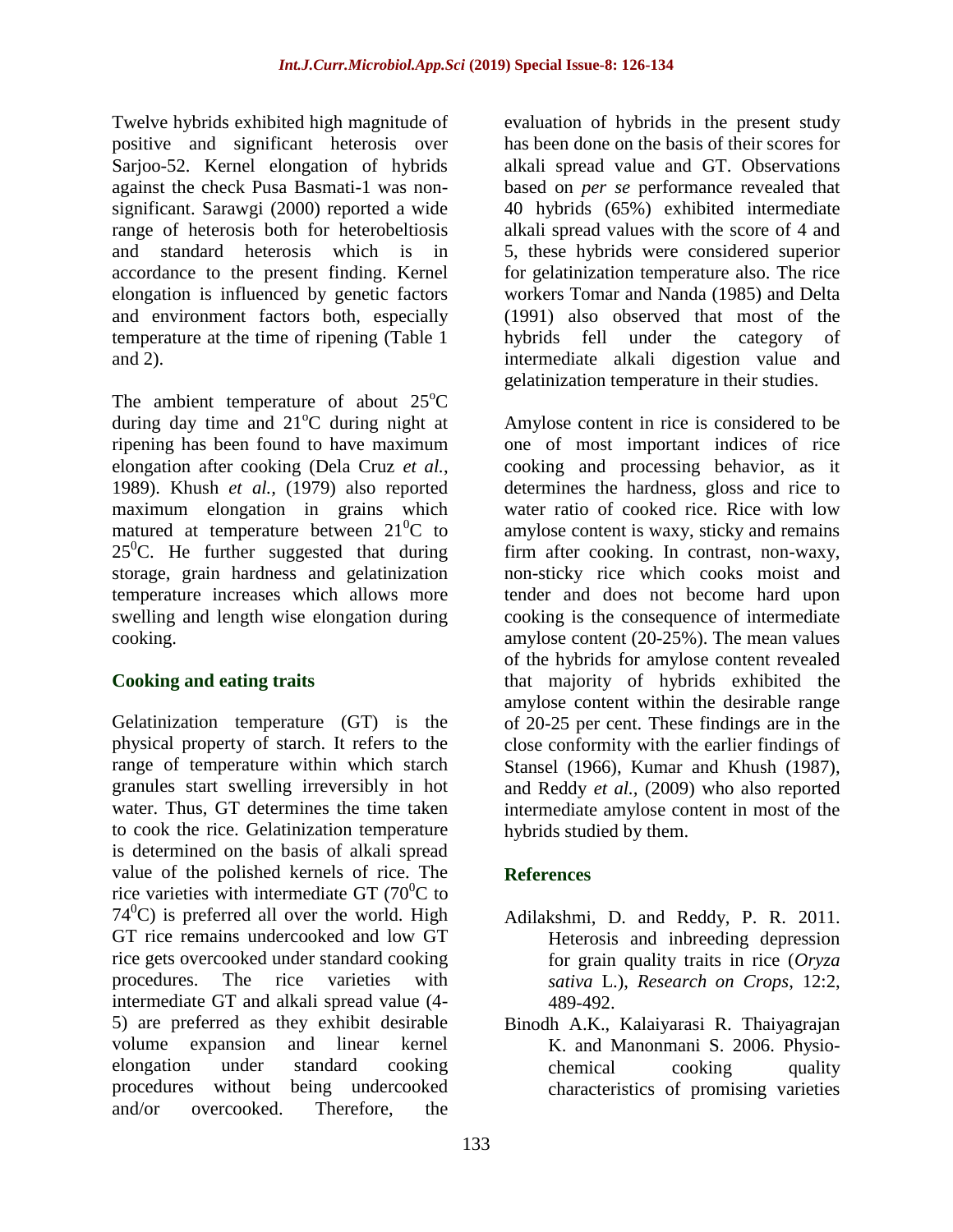Twelve hybrids exhibited high magnitude of positive and significant heterosis over Sarjoo-52. Kernel elongation of hybrids against the check Pusa Basmati-1 was non-significant. Sarawgi (2000) reported a wide range of heterosis both for heterobeltiosis and standard heterosis which is in accordance to the present finding. Kernel elongation is influenced by genetic factors and environment factors both, especially temperature at the time of ripening (Table 1 and 2).

The ambient temperature of about 25$^{o}$C during day time and 21$^{o}$C during night at ripening has been found to have maximum elongation after cooking (Dela Cruz *et al.*, 1989). Khush *et al.,* (1979) also reported maximum elongation in grains which matured at temperature between 21$^{0}$C to 25$^{0}$C. He further suggested that during storage, grain hardness and gelatinization temperature increases which allows more swelling and length wise elongation during cooking.

## Cooking and eating traits

Gelatinization temperature (GT) is the physical property of starch. It refers to the range of temperature within which starch granules start swelling irreversibly in hot water. Thus, GT determines the time taken to cook the rice. Gelatinization temperature is determined on the basis of alkali spread value of the polished kernels of rice. The rice varieties with intermediate GT (70$^{0}$C to 74$^{0}$C) is preferred all over the world. High GT rice remains undercooked and low GT rice gets overcooked under standard cooking procedures. The rice varieties with intermediate GT and alkali spread value (4-5) are preferred as they exhibit desirable volume expansion and linear kernel elongation under standard cooking procedures without being undercooked and/or overcooked. Therefore, the evaluation of hybrids in the present study has been done on the basis of their scores for alkali spread value and GT. Observations based on *per se* performance revealed that 40 hybrids (65%) exhibited intermediate alkali spread values with the score of 4 and 5, these hybrids were considered superior for gelatinization temperature also. The rice workers Tomar and Nanda (1985) and Delta (1991) also observed that most of the hybrids fell under the category of intermediate alkali digestion value and gelatinization temperature in their studies.

Amylose content in rice is considered to be one of most important indices of rice cooking and processing behavior, as it determines the hardness, gloss and rice to water ratio of cooked rice. Rice with low amylose content is waxy, sticky and remains firm after cooking. In contrast, non-waxy, non-sticky rice which cooks moist and tender and does not become hard upon cooking is the consequence of intermediate amylose content (20-25%). The mean values of the hybrids for amylose content revealed that majority of hybrids exhibited the amylose content within the desirable range of 20-25 per cent. These findings are in the close conformity with the earlier findings of Stansel (1966), Kumar and Khush (1987), and Reddy *et al.,* (2009) who also reported intermediate amylose content in most of the hybrids studied by them.

## References

Adilakshmi, D. and Reddy, P. R. 2011. Heterosis and inbreeding depression for grain quality traits in rice (*Oryza sativa* L.), *Research on Crops*, 12:2, 489-492.

Binodh A.K., Kalaiyarasi R. Thaiyagrajan K. and Manonmani S. 2006. Physio-chemical cooking quality characteristics of promising varieties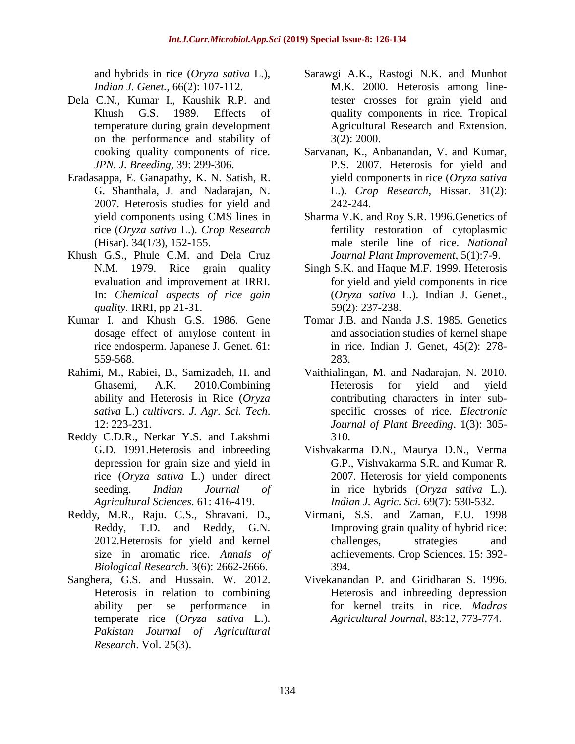and hybrids in rice (*Oryza sativa* L.), *Indian J. Genet.*, 66(2): 107-112.

Dela C.N., Kumar I., Kaushik R.P. and Khush G.S. 1989. Effects of temperature during grain development on the performance and stability of cooking quality components of rice. *JPN. J. Breeding,* 39: 299-306.

Eradasappa, E. Ganapathy, K. N. Satish, R. G. Shanthala, J. and Nadarajan, N. 2007. Heterosis studies for yield and yield components using CMS lines in rice (*Oryza sativa* L.). *Crop Research* (Hisar). 34(1/3), 152-155.

Khush G.S., Phule C.M. and Dela Cruz N.M. 1979. Rice grain quality evaluation and improvement at IRRI. In: *Chemical aspects of rice gain quality.* IRRI, pp 21-31.

Kumar I. and Khush G.S. 1986. Gene dosage effect of amylose content in rice endosperm. Japanese J. Genet. 61: 559-568.

Rahimi, M., Rabiei, B., Samizadeh, H. and Ghasemi, A.K. 2010.Combining ability and Heterosis in Rice (*Oryza sativa* L.) *cultivars. J. Agr. Sci. Tech*. 12: 223-231.

Reddy C.D.R., Nerkar Y.S. and Lakshmi G.D. 1991.Heterosis and inbreeding depression for grain size and yield in rice (*Oryza sativa* L.) under direct seeding. *Indian Journal of Agricultural Sciences*. 61: 416-419.

Reddy, M.R., Raju. C.S., Shravani. D., Reddy, T.D. and Reddy, G.N. 2012.Heterosis for yield and kernel size in aromatic rice. *Annals of Biological Research*. 3(6): 2662-2666.

Sanghera, G.S. and Hussain. W. 2012. Heterosis in relation to combining ability per se performance in temperate rice (*Oryza sativa* L.). *Pakistan Journal of Agricultural Research*. Vol. 25(3).

Sarawgi A.K., Rastogi N.K. and Munhot M.K. 2000. Heterosis among line-tester crosses for grain yield and quality components in rice. Tropical Agricultural Research and Extension. 3(2): 2000.

Sarvanan, K., Anbanandan, V. and Kumar, P.S. 2007. Heterosis for yield and yield components in rice (*Oryza sativa* L.). *Crop Research*, Hissar. 31(2): 242-244.

Sharma V.K. and Roy S.R. 1996.Genetics of fertility restoration of cytoplasmic male sterile line of rice. *National Journal Plant Improvement*, 5(1):7-9.

Singh S.K. and Haque M.F. 1999. Heterosis for yield and yield components in rice (*Oryza sativa* L.). Indian J. Genet., 59(2): 237-238.

Tomar J.B. and Nanda J.S. 1985. Genetics and association studies of kernel shape in rice. Indian J. Genet, 45(2): 278-283.

Vaithialingan, M. and Nadarajan, N. 2010. Heterosis for yield and yield contributing characters in inter sub-specific crosses of rice. *Electronic Journal of Plant Breeding*. 1(3): 305-310.

Vishvakarma D.N., Maurya D.N., Verma G.P., Vishvakarma S.R. and Kumar R. 2007. Heterosis for yield components in rice hybrids (*Oryza sativa* L.). *Indian J. Agric. Sci.* 69(7): 530-532.

Virmani, S.S. and Zaman, F.U. 1998 Improving grain quality of hybrid rice: challenges, strategies and achievements. Crop Sciences. 15: 392-394.

Vivekanandan P. and Giridharan S. 1996. Heterosis and inbreeding depression for kernel traits in rice. *Madras Agricultural Journal*, 83:12, 773-774.